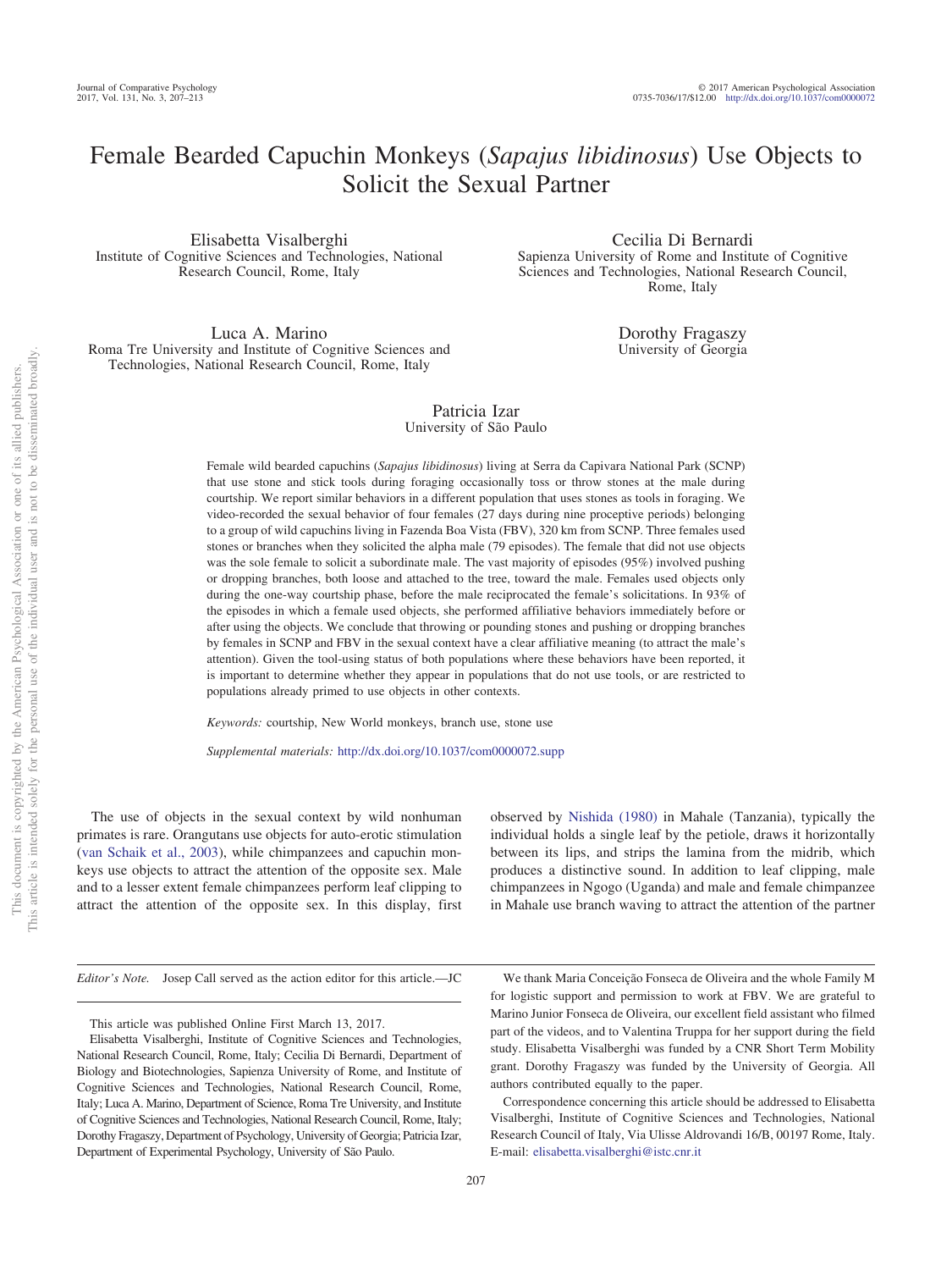# Female Bearded Capuchin Monkeys (*Sapajus libidinosus*) Use Objects to Solicit the Sexual Partner

Elisabetta Visalberghi
Institute of Cognitive Sciences and Technologies, National Research Council, Rome, Italy

Cecilia Di Bernardi
Sapienza University of Rome and Institute of Cognitive Sciences and Technologies, National Research Council, Rome, Italy

Luca A. Marino
Roma Tre University and Institute of Cognitive Sciences and Technologies, National Research Council, Rome, Italy

Dorothy Fragaszy
University of Georgia

Patricia Izar
University of São Paulo

Female wild bearded capuchins (*Sapajus libidinosus*) living at Serra da Capivara National Park (SCNP) that use stone and stick tools during foraging occasionally toss or throw stones at the male during courtship. We report similar behaviors in a different population that uses stones as tools in foraging. We video-recorded the sexual behavior of four females (27 days during nine proceptive periods) belonging to a group of wild capuchins living in Fazenda Boa Vista (FBV), 320 km from SCNP. Three females used stones or branches when they solicited the alpha male (79 episodes). The female that did not use objects was the sole female to solicit a subordinate male. The vast majority of episodes (95%) involved pushing or dropping branches, both loose and attached to the tree, toward the male. Females used objects only during the one-way courtship phase, before the male reciprocated the female's solicitations. In 93% of the episodes in which a female used objects, she performed affiliative behaviors immediately before or after using the objects. We conclude that throwing or pounding stones and pushing or dropping branches by females in SCNP and FBV in the sexual context have a clear affiliative meaning (to attract the male's attention). Given the tool-using status of both populations where these behaviors have been reported, it is important to determine whether they appear in populations that do not use tools, or are restricted to populations already primed to use objects in other contexts.

*Keywords:* courtship, New World monkeys, branch use, stone use

*Supplemental materials:* http://dx.doi.org/10.1037/com0000072.supp

The use of objects in the sexual context by wild nonhuman primates is rare. Orangutans use objects for auto-erotic stimulation (van Schaik et al., 2003), while chimpanzees and capuchin monkeys use objects to attract the attention of the opposite sex. Male and to a lesser extent female chimpanzees perform leaf clipping to attract the attention of the opposite sex. In this display, first observed by Nishida (1980) in Mahale (Tanzania), typically the individual holds a single leaf by the petiole, draws it horizontally between its lips, and strips the lamina from the midrib, which produces a distinctive sound. In addition to leaf clipping, male chimpanzees in Ngogo (Uganda) and male and female chimpanzee in Mahale use branch waving to attract the attention of the partner

*Editor's Note.* Josep Call served as the action editor for this article.—JC

This article was published Online First March 13, 2017.

Elisabetta Visalberghi, Institute of Cognitive Sciences and Technologies, National Research Council, Rome, Italy; Cecilia Di Bernardi, Department of Biology and Biotechnologies, Sapienza University of Rome, and Institute of Cognitive Sciences and Technologies, National Research Council, Rome, Italy; Luca A. Marino, Department of Science, Roma Tre University, and Institute of Cognitive Sciences and Technologies, National Research Council, Rome, Italy; Dorothy Fragaszy, Department of Psychology, University of Georgia; Patricia Izar, Department of Experimental Psychology, University of São Paulo.

We thank Maria Conceição Fonseca de Oliveira and the whole Family M for logistic support and permission to work at FBV. We are grateful to Marino Junior Fonseca de Oliveira, our excellent field assistant who filmed part of the videos, and to Valentina Truppa for her support during the field study. Elisabetta Visalberghi was funded by a CNR Short Term Mobility grant. Dorothy Fragaszy was funded by the University of Georgia. All authors contributed equally to the paper.

Correspondence concerning this article should be addressed to Elisabetta Visalberghi, Institute of Cognitive Sciences and Technologies, National Research Council of Italy, Via Ulisse Aldrovandi 16/B, 00197 Rome, Italy. E-mail: elisabetta.visalberghi@istc.cnr.it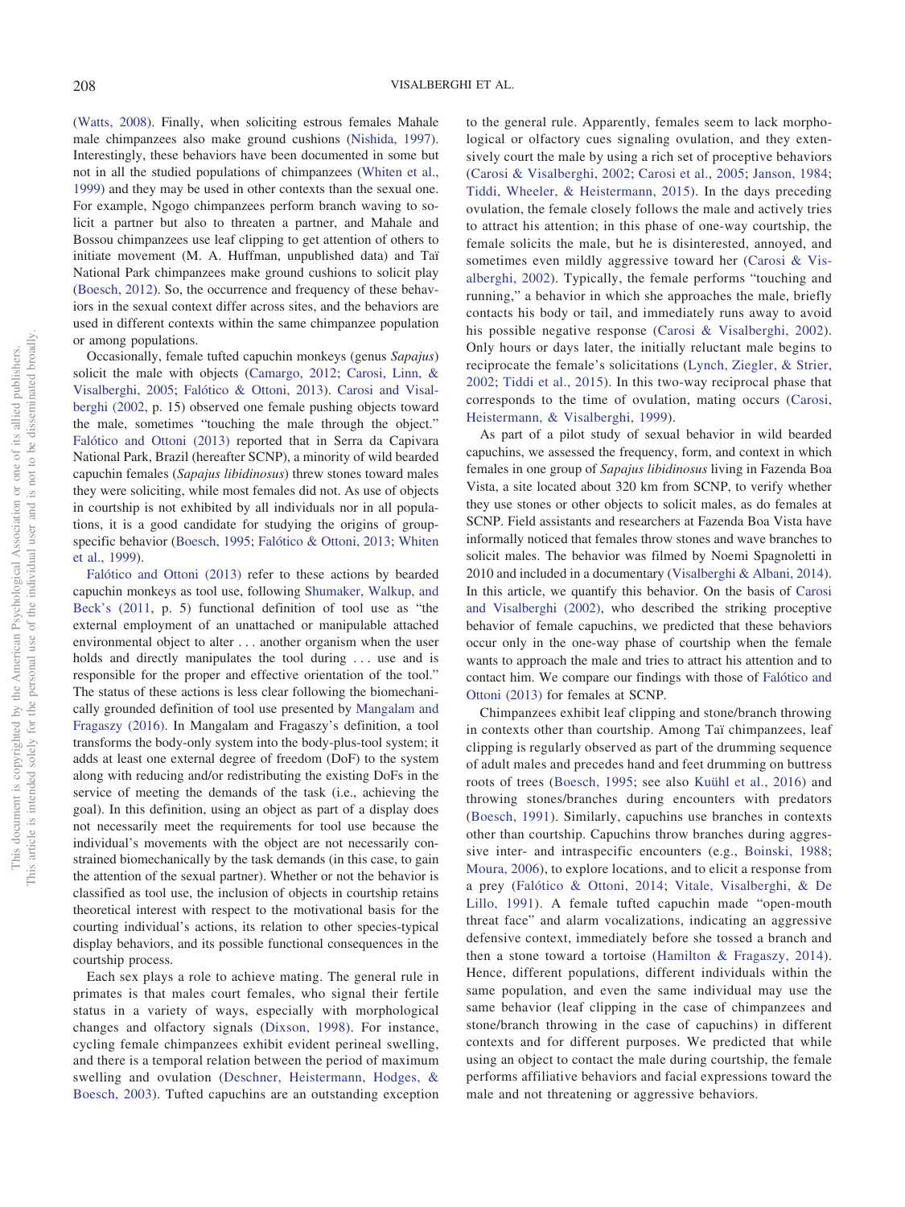(Watts, 2008). Finally, when soliciting estrous females Mahale male chimpanzees also make ground cushions (Nishida, 1997). Interestingly, these behaviors have been documented in some but not in all the studied populations of chimpanzees (Whiten et al., 1999) and they may be used in other contexts than the sexual one. For example, Ngogo chimpanzees perform branch waving to solicit a partner but also to threaten a partner, and Mahale and Bossou chimpanzees use leaf clipping to get attention of others to initiate movement (M. A. Huffman, unpublished data) and Taï National Park chimpanzees make ground cushions to solicit play (Boesch, 2012). So, the occurrence and frequency of these behaviors in the sexual context differ across sites, and the behaviors are used in different contexts within the same chimpanzee population or among populations.

Occasionally, female tufted capuchin monkeys (genus *Sapajus*) solicit the male with objects (Camargo, 2012; Carosi, Linn, & Visalberghi, 2005; Falótico & Ottoni, 2013). Carosi and Visalberghi (2002, p. 15) observed one female pushing objects toward the male, sometimes "touching the male through the object." Falótico and Ottoni (2013) reported that in Serra da Capivara National Park, Brazil (hereafter SCNP), a minority of wild bearded capuchin females (*Sapajus libidinosus*) threw stones toward males they were soliciting, while most females did not. As use of objects in courtship is not exhibited by all individuals nor in all populations, it is a good candidate for studying the origins of group-specific behavior (Boesch, 1995; Falótico & Ottoni, 2013; Whiten et al., 1999).

Falótico and Ottoni (2013) refer to these actions by bearded capuchin monkeys as tool use, following Shumaker, Walkup, and Beck's (2011, p. 5) functional definition of tool use as "the external employment of an unattached or manipulable attached environmental object to alter . . . another organism when the user holds and directly manipulates the tool during . . . use and is responsible for the proper and effective orientation of the tool." The status of these actions is less clear following the biomechanically grounded definition of tool use presented by Mangalam and Fragaszy (2016). In Mangalam and Fragaszy's definition, a tool transforms the body-only system into the body-plus-tool system; it adds at least one external degree of freedom (DoF) to the system along with reducing and/or redistributing the existing DoFs in the service of meeting the demands of the task (i.e., achieving the goal). In this definition, using an object as part of a display does not necessarily meet the requirements for tool use because the individual's movements with the object are not necessarily constrained biomechanically by the task demands (in this case, to gain the attention of the sexual partner). Whether or not the behavior is classified as tool use, the inclusion of objects in courtship retains theoretical interest with respect to the motivational basis for the courting individual's actions, its relation to other species-typical display behaviors, and its possible functional consequences in the courtship process.

Each sex plays a role to achieve mating. The general rule in primates is that males court females, who signal their fertile status in a variety of ways, especially with morphological changes and olfactory signals (Dixson, 1998). For instance, cycling female chimpanzees exhibit evident perineal swelling, and there is a temporal relation between the period of maximum swelling and ovulation (Deschner, Heistermann, Hodges, & Boesch, 2003). Tufted capuchins are an outstanding exception to the general rule. Apparently, females seem to lack morphological or olfactory cues signaling ovulation, and they extensively court the male by using a rich set of proceptive behaviors (Carosi & Visalberghi, 2002; Carosi et al., 2005; Janson, 1984; Tiddi, Wheeler, & Heistermann, 2015). In the days preceding ovulation, the female closely follows the male and actively tries to attract his attention; in this phase of one-way courtship, the female solicits the male, but he is disinterested, annoyed, and sometimes even mildly aggressive toward her (Carosi & Visalberghi, 2002). Typically, the female performs "touching and running," a behavior in which she approaches the male, briefly contacts his body or tail, and immediately runs away to avoid his possible negative response (Carosi & Visalberghi, 2002). Only hours or days later, the initially reluctant male begins to reciprocate the female's solicitations (Lynch, Ziegler, & Strier, 2002; Tiddi et al., 2015). In this two-way reciprocal phase that corresponds to the time of ovulation, mating occurs (Carosi, Heistermann, & Visalberghi, 1999).

As part of a pilot study of sexual behavior in wild bearded capuchins, we assessed the frequency, form, and context in which females in one group of *Sapajus libidinosus* living in Fazenda Boa Vista, a site located about 320 km from SCNP, to verify whether they use stones or other objects to solicit males, as do females at SCNP. Field assistants and researchers at Fazenda Boa Vista have informally noticed that females throw stones and wave branches to solicit males. The behavior was filmed by Noemi Spagnoletti in 2010 and included in a documentary (Visalberghi & Albani, 2014). In this article, we quantify this behavior. On the basis of Carosi and Visalberghi (2002), who described the striking proceptive behavior of female capuchins, we predicted that these behaviors occur only in the one-way phase of courtship when the female wants to approach the male and tries to attract his attention and to contact him. We compare our findings with those of Falótico and Ottoni (2013) for females at SCNP.

Chimpanzees exhibit leaf clipping and stone/branch throwing in contexts other than courtship. Among Taï chimpanzees, leaf clipping is regularly observed as part of the drumming sequence of adult males and precedes hand and feet drumming on buttress roots of trees (Boesch, 1995; see also Kuühl et al., 2016) and throwing stones/branches during encounters with predators (Boesch, 1991). Similarly, capuchins use branches in contexts other than courtship. Capuchins throw branches during aggressive inter- and intraspecific encounters (e.g., Boinski, 1988; Moura, 2006), to explore locations, and to elicit a response from a prey (Falótico & Ottoni, 2014; Vitale, Visalberghi, & De Lillo, 1991). A female tufted capuchin made "open-mouth threat face" and alarm vocalizations, indicating an aggressive defensive context, immediately before she tossed a branch and then a stone toward a tortoise (Hamilton & Fragaszy, 2014). Hence, different populations, different individuals within the same population, and even the same individual may use the same behavior (leaf clipping in the case of chimpanzees and stone/branch throwing in the case of capuchins) in different contexts and for different purposes. We predicted that while using an object to contact the male during courtship, the female performs affiliative behaviors and facial expressions toward the male and not threatening or aggressive behaviors.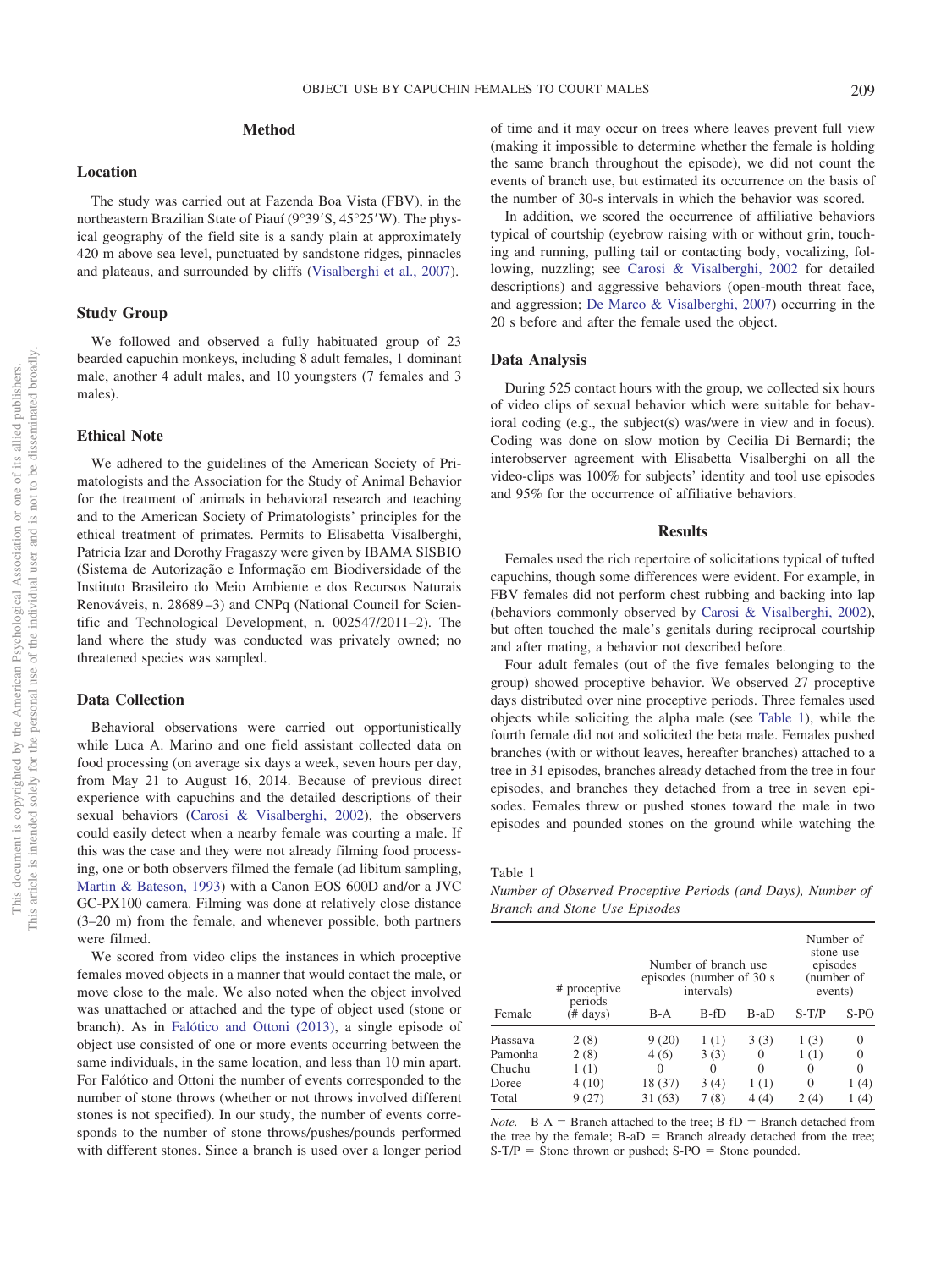## Method

### Location

The study was carried out at Fazenda Boa Vista (FBV), in the northeastern Brazilian State of Piauí (9°39′S, 45°25′W). The physical geography of the field site is a sandy plain at approximately 420 m above sea level, punctuated by sandstone ridges, pinnacles and plateaus, and surrounded by cliffs (Visalberghi et al., 2007).

### Study Group

We followed and observed a fully habituated group of 23 bearded capuchin monkeys, including 8 adult females, 1 dominant male, another 4 adult males, and 10 youngsters (7 females and 3 males).

### Ethical Note

We adhered to the guidelines of the American Society of Primatologists and the Association for the Study of Animal Behavior for the treatment of animals in behavioral research and teaching and to the American Society of Primatologists' principles for the ethical treatment of primates. Permits to Elisabetta Visalberghi, Patricia Izar and Dorothy Fragaszy were given by IBAMA SISBIO (Sistema de Autorização e Informação em Biodiversidade of the Instituto Brasileiro do Meio Ambiente e dos Recursos Naturais Renováveis, n. 28689–3) and CNPq (National Council for Scientific and Technological Development, n. 002547/2011–2). The land where the study was conducted was privately owned; no threatened species was sampled.

### Data Collection

Behavioral observations were carried out opportunistically while Luca A. Marino and one field assistant collected data on food processing (on average six days a week, seven hours per day, from May 21 to August 16, 2014. Because of previous direct experience with capuchins and the detailed descriptions of their sexual behaviors (Carosi & Visalberghi, 2002), the observers could easily detect when a nearby female was courting a male. If this was the case and they were not already filming food processing, one or both observers filmed the female (ad libitum sampling, Martin & Bateson, 1993) with a Canon EOS 600D and/or a JVC GC-PX100 camera. Filming was done at relatively close distance (3–20 m) from the female, and whenever possible, both partners were filmed.

We scored from video clips the instances in which proceptive females moved objects in a manner that would contact the male, or move close to the male. We also noted when the object involved was unattached or attached and the type of object used (stone or branch). As in Falótico and Ottoni (2013), a single episode of object use consisted of one or more events occurring between the same individuals, in the same location, and less than 10 min apart. For Falótico and Ottoni the number of events corresponded to the number of stone throws (whether or not throws involved different stones is not specified). In our study, the number of events corresponds to the number of stone throws/pushes/pounds performed with different stones. Since a branch is used over a longer period of time and it may occur on trees where leaves prevent full view (making it impossible to determine whether the female is holding the same branch throughout the episode), we did not count the events of branch use, but estimated its occurrence on the basis of the number of 30-s intervals in which the behavior was scored.

In addition, we scored the occurrence of affiliative behaviors typical of courtship (eyebrow raising with or without grin, touching and running, pulling tail or contacting body, vocalizing, following, nuzzling; see Carosi & Visalberghi, 2002 for detailed descriptions) and aggressive behaviors (open-mouth threat face, and aggression; De Marco & Visalberghi, 2007) occurring in the 20 s before and after the female used the object.

### Data Analysis

During 525 contact hours with the group, we collected six hours of video clips of sexual behavior which were suitable for behavioral coding (e.g., the subject(s) was/were in view and in focus). Coding was done on slow motion by Cecilia Di Bernardi; the interobserver agreement with Elisabetta Visalberghi on all the video-clips was 100% for subjects' identity and tool use episodes and 95% for the occurrence of affiliative behaviors.

## Results

Females used the rich repertoire of solicitations typical of tufted capuchins, though some differences were evident. For example, in FBV females did not perform chest rubbing and backing into lap (behaviors commonly observed by Carosi & Visalberghi, 2002), but often touched the male's genitals during reciprocal courtship and after mating, a behavior not described before.

Four adult females (out of the five females belonging to the group) showed proceptive behavior. We observed 27 proceptive days distributed over nine proceptive periods. Three females used objects while soliciting the alpha male (see Table 1), while the fourth female did not and solicited the beta male. Females pushed branches (with or without leaves, hereafter branches) attached to a tree in 31 episodes, branches already detached from the tree in four episodes, and branches they detached from a tree in seven episodes. Females threw or pushed stones toward the male in two episodes and pounded stones on the ground while watching the

Table 1
*Number of Observed Proceptive Periods (and Days), Number of Branch and Stone Use Episodes*

| Female | # proceptive periods (# days) | Number of branch use episodes (number of 30 s intervals) | | | Number of stone use episodes (number of events) | |
|---|---|---|---|---|---|---|
| | | B-A | B-fD | B-aD | S-T/P | S-PO |
| Piassava | 2 (8) | 9 (20) | 1 (1) | 3 (3) | 1 (3) | 0 |
| Pamonha | 2 (8) | 4 (6) | 3 (3) | 0 | 1 (1) | 0 |
| Chuchu | 1 (1) | 0 | 0 | 0 | 0 | 0 |
| Doree | 4 (10) | 18 (37) | 3 (4) | 1 (1) | 0 | 1 (4) |
| Total | 9 (27) | 31 (63) | 7 (8) | 4 (4) | 2 (4) | 1 (4) |

*Note.* B-A = Branch attached to the tree; B-fD = Branch detached from the tree by the female; B-aD = Branch already detached from the tree; S-T/P = Stone thrown or pushed; S-PO = Stone pounded.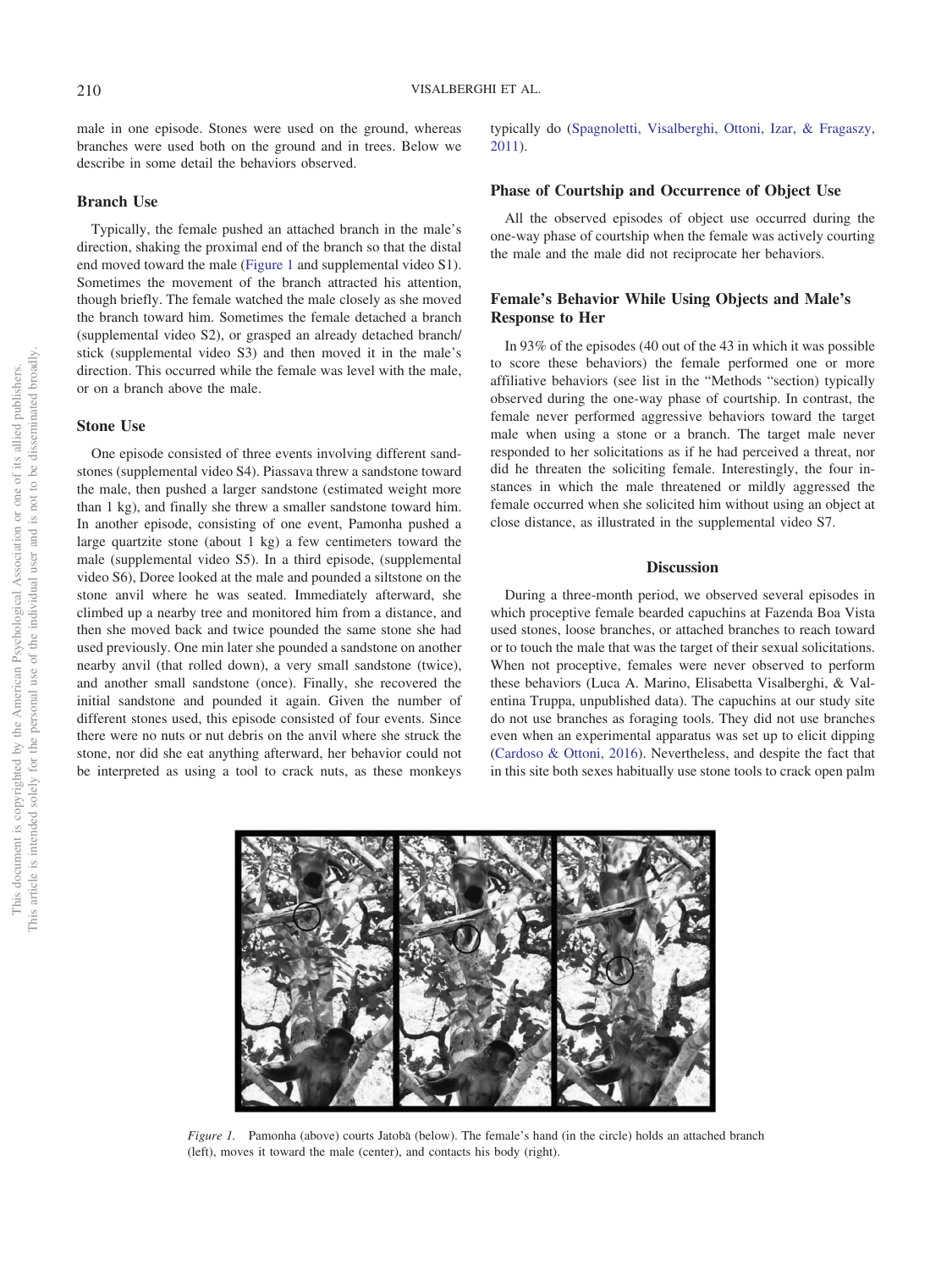male in one episode. Stones were used on the ground, whereas branches were used both on the ground and in trees. Below we describe in some detail the behaviors observed.

### Branch Use

Typically, the female pushed an attached branch in the male's direction, shaking the proximal end of the branch so that the distal end moved toward the male (Figure 1 and supplemental video S1). Sometimes the movement of the branch attracted his attention, though briefly. The female watched the male closely as she moved the branch toward him. Sometimes the female detached a branch (supplemental video S2), or grasped an already detached branch/stick (supplemental video S3) and then moved it in the male's direction. This occurred while the female was level with the male, or on a branch above the male.

### Stone Use

One episode consisted of three events involving different sandstones (supplemental video S4). Piassava threw a sandstone toward the male, then pushed a larger sandstone (estimated weight more than 1 kg), and finally she threw a smaller sandstone toward him. In another episode, consisting of one event, Pamonha pushed a large quartzite stone (about 1 kg) a few centimeters toward the male (supplemental video S5). In a third episode, (supplemental video S6), Doree looked at the male and pounded a siltstone on the stone anvil where he was seated. Immediately afterward, she climbed up a nearby tree and monitored him from a distance, and then she moved back and twice pounded the same stone she had used previously. One min later she pounded a sandstone on another nearby anvil (that rolled down), a very small sandstone (twice), and another small sandstone (once). Finally, she recovered the initial sandstone and pounded it again. Given the number of different stones used, this episode consisted of four events. Since there were no nuts or nut debris on the anvil where she struck the stone, nor did she eat anything afterward, her behavior could not be interpreted as using a tool to crack nuts, as these monkeys typically do (Spagnoletti, Visalberghi, Ottoni, Izar, & Fragaszy, 2011).

### Phase of Courtship and Occurrence of Object Use

All the observed episodes of object use occurred during the one-way phase of courtship when the female was actively courting the male and the male did not reciprocate her behaviors.

### Female's Behavior While Using Objects and Male's Response to Her

In 93% of the episodes (40 out of the 43 in which it was possible to score these behaviors) the female performed one or more affiliative behaviors (see list in the "Methods "section) typically observed during the one-way phase of courtship. In contrast, the female never performed aggressive behaviors toward the target male when using a stone or a branch. The target male never responded to her solicitations as if he had perceived a threat, nor did he threaten the soliciting female. Interestingly, the four instances in which the male threatened or mildly aggressed the female occurred when she solicited him without using an object at close distance, as illustrated in the supplemental video S7.

## Discussion

During a three-month period, we observed several episodes in which proceptive female bearded capuchins at Fazenda Boa Vista used stones, loose branches, or attached branches to reach toward or to touch the male that was the target of their sexual solicitations. When not proceptive, females were never observed to perform these behaviors (Luca A. Marino, Elisabetta Visalberghi, & Valentina Truppa, unpublished data). The capuchins at our study site do not use branches as foraging tools. They did not use branches even when an experimental apparatus was set up to elicit dipping (Cardoso & Ottoni, 2016). Nevertheless, and despite the fact that in this site both sexes habitually use stone tools to crack open palm

*Figure 1.* Pamonha (above) courts Jatobà (below). The female's hand (in the circle) holds an attached branch (left), moves it toward the male (center), and contacts his body (right).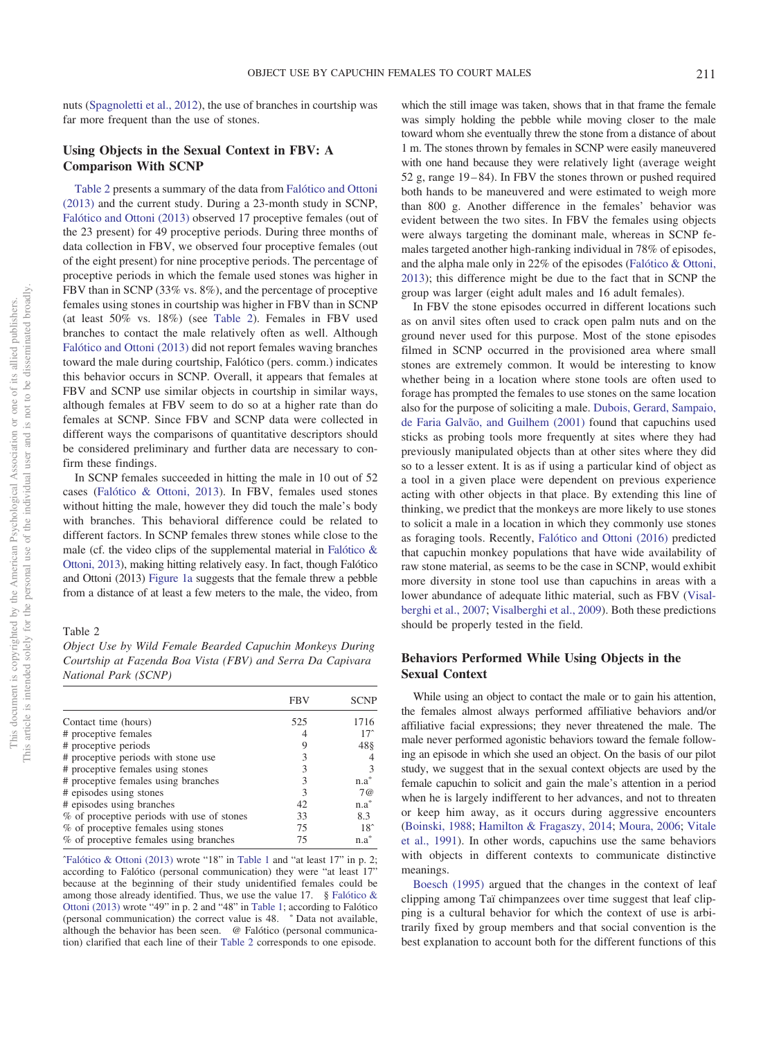nuts (Spagnoletti et al., 2012), the use of branches in courtship was far more frequent than the use of stones.

## Using Objects in the Sexual Context in FBV: A Comparison With SCNP

Table 2 presents a summary of the data from Falótico and Ottoni (2013) and the current study. During a 23-month study in SCNP, Falótico and Ottoni (2013) observed 17 proceptive females (out of the 23 present) for 49 proceptive periods. During three months of data collection in FBV, we observed four proceptive females (out of the eight present) for nine proceptive periods. The percentage of proceptive periods in which the female used stones was higher in FBV than in SCNP (33% vs. 8%), and the percentage of proceptive females using stones in courtship was higher in FBV than in SCNP (at least 50% vs. 18%) (see Table 2). Females in FBV used branches to contact the male relatively often as well. Although Falótico and Ottoni (2013) did not report females waving branches toward the male during courtship, Falótico (pers. comm.) indicates this behavior occurs in SCNP. Overall, it appears that females at FBV and SCNP use similar objects in courtship in similar ways, although females at FBV seem to do so at a higher rate than do females at SCNP. Since FBV and SCNP data were collected in different ways the comparisons of quantitative descriptors should be considered preliminary and further data are necessary to confirm these findings.

In SCNP females succeeded in hitting the male in 10 out of 52 cases (Falótico & Ottoni, 2013). In FBV, females used stones without hitting the male, however they did touch the male's body with branches. This behavioral difference could be related to different factors. In SCNP females threw stones while close to the male (cf. the video clips of the supplemental material in Falótico & Ottoni, 2013), making hitting relatively easy. In fact, though Falótico and Ottoni (2013) Figure 1a suggests that the female threw a pebble from a distance of at least a few meters to the male, the video, from which the still image was taken, shows that in that frame the female was simply holding the pebble while moving closer to the male toward whom she eventually threw the stone from a distance of about 1 m. The stones thrown by females in SCNP were easily maneuvered with one hand because they were relatively light (average weight 52 g, range 19–84). In FBV the stones thrown or pushed required both hands to be maneuvered and were estimated to weigh more than 800 g. Another difference in the females' behavior was evident between the two sites. In FBV the females using objects were always targeting the dominant male, whereas in SCNP females targeted another high-ranking individual in 78% of episodes, and the alpha male only in 22% of the episodes (Falótico & Ottoni, 2013); this difference might be due to the fact that in SCNP the group was larger (eight adult males and 16 adult females).

In FBV the stone episodes occurred in different locations such as on anvil sites often used to crack open palm nuts and on the ground never used for this purpose. Most of the stone episodes filmed in SCNP occurred in the provisioned area where small stones are extremely common. It would be interesting to know whether being in a location where stone tools are often used to forage has prompted the females to use stones on the same location also for the purpose of soliciting a male. Dubois, Gerard, Sampaio, de Faria Galvão, and Guilhem (2001) found that capuchins used sticks as probing tools more frequently at sites where they had previously manipulated objects than at other sites where they did so to a lesser extent. It is as if using a particular kind of object as a tool in a given place were dependent on previous experience acting with other objects in that place. By extending this line of thinking, we predict that the monkeys are more likely to use stones to solicit a male in a location in which they commonly use stones as foraging tools. Recently, Falótico and Ottoni (2016) predicted that capuchin monkey populations that have wide availability of raw stone material, as seems to be the case in SCNP, would exhibit more diversity in stone tool use than capuchins in areas with a lower abundance of adequate lithic material, such as FBV (Visalberghi et al., 2007; Visalberghi et al., 2009). Both these predictions should be properly tested in the field.

Table 2
*Object Use by Wild Female Bearded Capuchin Monkeys During Courtship at Fazenda Boa Vista (FBV) and Serra Da Capivara National Park (SCNP)*

| | FBV | SCNP |
|---|---|---|
| Contact time (hours) | 525 | 1716 |
| # proceptive females | 4 | 17^ |
| # proceptive periods | 9 | 48§ |
| # proceptive periods with stone use | 3 | 4 |
| # proceptive females using stones | 3 | 3 |
| # proceptive females using branches | 3 | n.a* |
| # episodes using stones | 3 | 7@ |
| # episodes using branches | 42 | n.a* |
| % of proceptive periods with use of stones | 33 | 8.3 |
| % of proceptive females using stones | 75 | 18^ |
| % of proceptive females using branches | 75 | n.a* |

^Falótico & Ottoni (2013) wrote "18" in Table 1 and "at least 17" in p. 2; according to Falótico (personal communication) they were "at least 17" because at the beginning of their study unidentified females could be among those already identified. Thus, we use the value 17. § Falótico & Ottoni (2013) wrote "49" in p. 2 and "48" in Table 1; according to Falótico (personal communication) the correct value is 48. * Data not available, although the behavior has been seen. @ Falótico (personal communication) clarified that each line of their Table 2 corresponds to one episode.

## Behaviors Performed While Using Objects in the Sexual Context

While using an object to contact the male or to gain his attention, the females almost always performed affiliative behaviors and/or affiliative facial expressions; they never threatened the male. The male never performed agonistic behaviors toward the female following an episode in which she used an object. On the basis of our pilot study, we suggest that in the sexual context objects are used by the female capuchin to solicit and gain the male's attention in a period when he is largely indifferent to her advances, and not to threaten or keep him away, as it occurs during aggressive encounters (Boinski, 1988; Hamilton & Fragaszy, 2014; Moura, 2006; Vitale et al., 1991). In other words, capuchins use the same behaviors with objects in different contexts to communicate distinctive meanings.

Boesch (1995) argued that the changes in the context of leaf clipping among Taï chimpanzees over time suggest that leaf clipping is a cultural behavior for which the context of use is arbitrarily fixed by group members and that social convention is the best explanation to account both for the different functions of this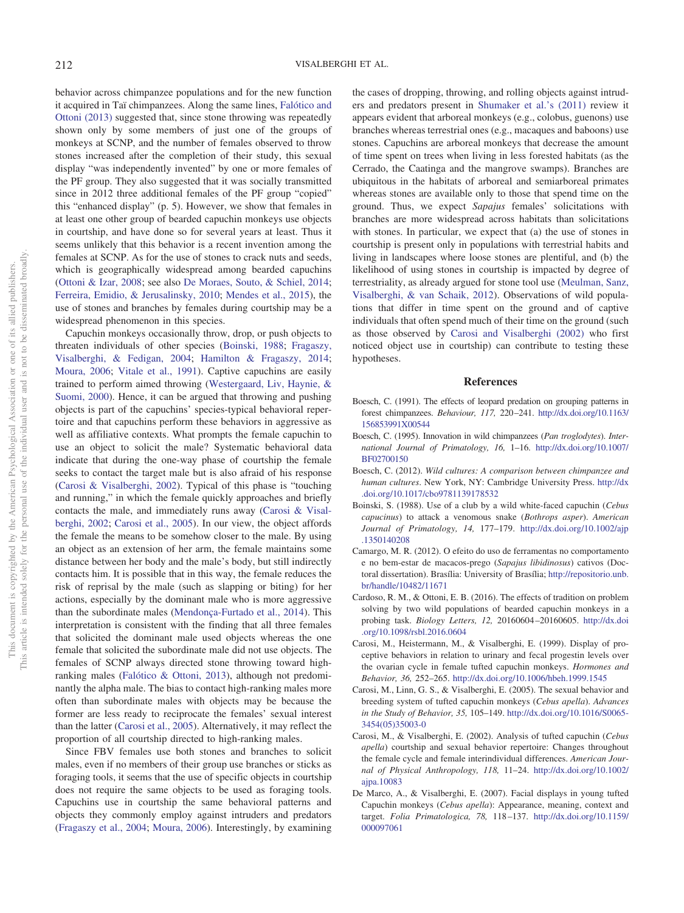behavior across chimpanzee populations and for the new function it acquired in Taï chimpanzees. Along the same lines, Falótico and Ottoni (2013) suggested that, since stone throwing was repeatedly shown only by some members of just one of the groups of monkeys at SCNP, and the number of females observed to throw stones increased after the completion of their study, this sexual display "was independently invented" by one or more females of the PF group. They also suggested that it was socially transmitted since in 2012 three additional females of the PF group "copied" this "enhanced display" (p. 5). However, we show that females in at least one other group of bearded capuchin monkeys use objects in courtship, and have done so for several years at least. Thus it seems unlikely that this behavior is a recent invention among the females at SCNP. As for the use of stones to crack nuts and seeds, which is geographically widespread among bearded capuchins (Ottoni & Izar, 2008; see also De Moraes, Souto, & Schiel, 2014; Ferreira, Emidio, & Jerusalinsky, 2010; Mendes et al., 2015), the use of stones and branches by females during courtship may be a widespread phenomenon in this species.

Capuchin monkeys occasionally throw, drop, or push objects to threaten individuals of other species (Boinski, 1988; Fragaszy, Visalberghi, & Fedigan, 2004; Hamilton & Fragaszy, 2014; Moura, 2006; Vitale et al., 1991). Captive capuchins are easily trained to perform aimed throwing (Westergaard, Liv, Haynie, & Suomi, 2000). Hence, it can be argued that throwing and pushing objects is part of the capuchins' species-typical behavioral repertoire and that capuchins perform these behaviors in aggressive as well as affiliative contexts. What prompts the female capuchin to use an object to solicit the male? Systematic behavioral data indicate that during the one-way phase of courtship the female seeks to contact the target male but is also afraid of his response (Carosi & Visalberghi, 2002). Typical of this phase is "touching and running," in which the female quickly approaches and briefly contacts the male, and immediately runs away (Carosi & Visalberghi, 2002; Carosi et al., 2005). In our view, the object affords the female the means to be somehow closer to the male. By using an object as an extension of her arm, the female maintains some distance between her body and the male's body, but still indirectly contacts him. It is possible that in this way, the female reduces the risk of reprisal by the male (such as slapping or biting) for her actions, especially by the dominant male who is more aggressive than the subordinate males (Mendonça-Furtado et al., 2014). This interpretation is consistent with the finding that all three females that solicited the dominant male used objects whereas the one female that solicited the subordinate male did not use objects. The females of SCNP always directed stone throwing toward high-ranking males (Falótico & Ottoni, 2013), although not predominantly the alpha male. The bias to contact high-ranking males more often than subordinate males with objects may be because the former are less ready to reciprocate the females' sexual interest than the latter (Carosi et al., 2005). Alternatively, it may reflect the proportion of all courtship directed to high-ranking males.

Since FBV females use both stones and branches to solicit males, even if no members of their group use branches or sticks as foraging tools, it seems that the use of specific objects in courtship does not require the same objects to be used as foraging tools. Capuchins use in courtship the same behavioral patterns and objects they commonly employ against intruders and predators (Fragaszy et al., 2004; Moura, 2006). Interestingly, by examining the cases of dropping, throwing, and rolling objects against intruders and predators present in Shumaker et al.'s (2011) review it appears evident that arboreal monkeys (e.g., colobus, guenons) use branches whereas terrestrial ones (e.g., macaques and baboons) use stones. Capuchins are arboreal monkeys that decrease the amount of time spent on trees when living in less forested habitats (as the Cerrado, the Caatinga and the mangrove swamps). Branches are ubiquitous in the habitats of arboreal and semiarboreal primates whereas stones are available only to those that spend time on the ground. Thus, we expect *Sapajus* females' solicitations with branches are more widespread across habitats than solicitations with stones. In particular, we expect that (a) the use of stones in courtship is present only in populations with terrestrial habits and living in landscapes where loose stones are plentiful, and (b) the likelihood of using stones in courtship is impacted by degree of terrestriality, as already argued for stone tool use (Meulman, Sanz, Visalberghi, & van Schaik, 2012). Observations of wild populations that differ in time spent on the ground and of captive individuals that often spend much of their time on the ground (such as those observed by Carosi and Visalberghi (2002) who first noticed object use in courtship) can contribute to testing these hypotheses.

## References

Boesch, C. (1991). The effects of leopard predation on grouping patterns in forest chimpanzees. *Behaviour, 117,* 220–241. http://dx.doi.org/10.1163/156853991X00544

Boesch, C. (1995). Innovation in wild chimpanzees (*Pan troglodytes*). *International Journal of Primatology, 16,* 1–16. http://dx.doi.org/10.1007/BF02700150

Boesch, C. (2012). *Wild cultures: A comparison between chimpanzee and human cultures*. New York, NY: Cambridge University Press. http://dx.doi.org/10.1017/cbo9781139178532

Boinski, S. (1988). Use of a club by a wild white-faced capuchin (*Cebus capucinus*) to attack a venomous snake (*Bothrops asper*). *American Journal of Primatology, 14,* 177–179. http://dx.doi.org/10.1002/ajp.1350140208

Camargo, M. R. (2012). O efeito do uso de ferramentas no comportamento e no bem-estar de macacos-prego (*Sapajus libidinosus*) cativos (Doctoral dissertation). Brasília: University of Brasília; http://repositorio.unb.br/handle/10482/11671

Cardoso, R. M., & Ottoni, E. B. (2016). The effects of tradition on problem solving by two wild populations of bearded capuchin monkeys in a probing task. *Biology Letters, 12,* 20160604–20160605. http://dx.doi.org/10.1098/rsbl.2016.0604

Carosi, M., Heistermann, M., & Visalberghi, E. (1999). Display of proceptive behaviors in relation to urinary and fecal progestin levels over the ovarian cycle in female tufted capuchin monkeys. *Hormones and Behavior, 36,* 252–265. http://dx.doi.org/10.1006/hbeh.1999.1545

Carosi, M., Linn, G. S., & Visalberghi, E. (2005). The sexual behavior and breeding system of tufted capuchin monkeys (*Cebus apella*). *Advances in the Study of Behavior, 35,* 105–149. http://dx.doi.org/10.1016/S0065-3454(05)35003-0

Carosi, M., & Visalberghi, E. (2002). Analysis of tufted capuchin (*Cebus apella*) courtship and sexual behavior repertoire: Changes throughout the female cycle and female interindividual differences. *American Journal of Physical Anthropology, 118,* 11–24. http://dx.doi.org/10.1002/ajpa.10083

De Marco, A., & Visalberghi, E. (2007). Facial displays in young tufted Capuchin monkeys (*Cebus apella*): Appearance, meaning, context and target. *Folia Primatologica, 78,* 118–137. http://dx.doi.org/10.1159/000097061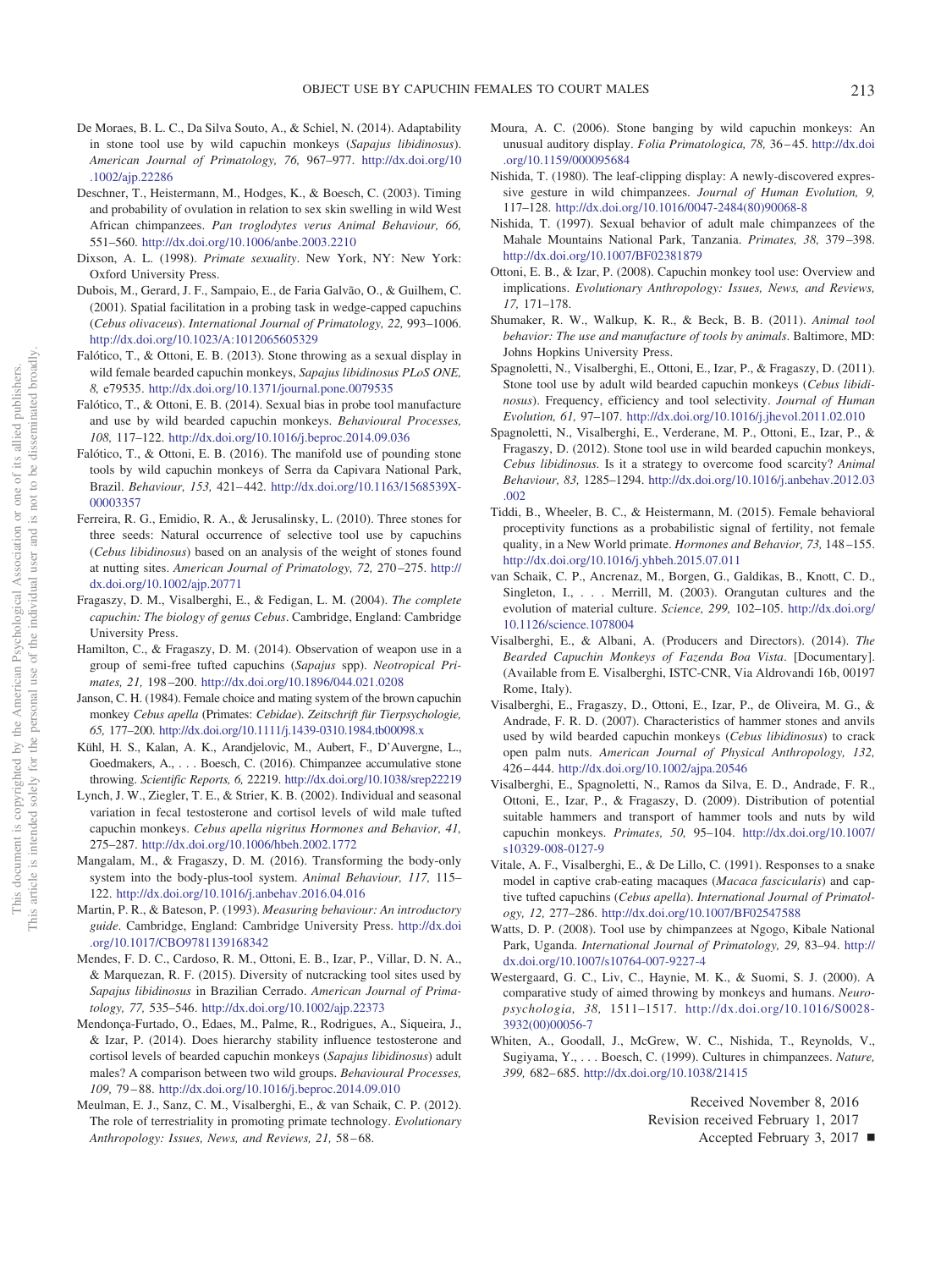De Moraes, B. L. C., Da Silva Souto, A., & Schiel, N. (2014). Adaptability in stone tool use by wild capuchin monkeys (*Sapajus libidinosus*). *American Journal of Primatology, 76,* 967–977. http://dx.doi.org/10.1002/ajp.22286

Deschner, T., Heistermann, M., Hodges, K., & Boesch, C. (2003). Timing and probability of ovulation in relation to sex skin swelling in wild West African chimpanzees. *Pan troglodytes verus Animal Behaviour, 66,* 551–560. http://dx.doi.org/10.1006/anbe.2003.2210

Dixson, A. L. (1998). *Primate sexuality*. New York, NY: New York: Oxford University Press.

Dubois, M., Gerard, J. F., Sampaio, E., de Faria Galvão, O., & Guilhem, C. (2001). Spatial facilitation in a probing task in wedge-capped capuchins (*Cebus olivaceus*). *International Journal of Primatology, 22,* 993–1006. http://dx.doi.org/10.1023/A:1012065605329

Falótico, T., & Ottoni, E. B. (2013). Stone throwing as a sexual display in wild female bearded capuchin monkeys, *Sapajus libidinosus PLoS ONE, 8,* e79535. http://dx.doi.org/10.1371/journal.pone.0079535

Falótico, T., & Ottoni, E. B. (2014). Sexual bias in probe tool manufacture and use by wild bearded capuchin monkeys. *Behavioural Processes, 108,* 117–122. http://dx.doi.org/10.1016/j.beproc.2014.09.036

Falótico, T., & Ottoni, E. B. (2016). The manifold use of pounding stone tools by wild capuchin monkeys of Serra da Capivara National Park, Brazil. *Behaviour, 153,* 421–442. http://dx.doi.org/10.1163/1568539X-00003357

Ferreira, R. G., Emidio, R. A., & Jerusalinsky, L. (2010). Three stones for three seeds: Natural occurrence of selective tool use by capuchins (*Cebus libidinosus*) based on an analysis of the weight of stones found at nutting sites. *American Journal of Primatology, 72,* 270–275. http://dx.doi.org/10.1002/ajp.20771

Fragaszy, D. M., Visalberghi, E., & Fedigan, L. M. (2004). *The complete capuchin: The biology of genus Cebus*. Cambridge, England: Cambridge University Press.

Hamilton, C., & Fragaszy, D. M. (2014). Observation of weapon use in a group of semi-free tufted capuchins (*Sapajus* spp). *Neotropical Primates, 21,* 198–200. http://dx.doi.org/10.1896/044.021.0208

Janson, C. H. (1984). Female choice and mating system of the brown capuchin monkey *Cebus apella* (Primates: *Cebidae*). *Zeitschrift für Tierpsychologie, 65,* 177–200. http://dx.doi.org/10.1111/j.1439-0310.1984.tb00098.x

Kühl, H. S., Kalan, A. K., Arandjelovic, M., Aubert, F., D'Auvergne, L., Goedmakers, A., . . . Boesch, C. (2016). Chimpanzee accumulative stone throwing. *Scientific Reports, 6,* 22219. http://dx.doi.org/10.1038/srep22219

Lynch, J. W., Ziegler, T. E., & Strier, K. B. (2002). Individual and seasonal variation in fecal testosterone and cortisol levels of wild male tufted capuchin monkeys. *Cebus apella nigritus Hormones and Behavior, 41,* 275–287. http://dx.doi.org/10.1006/hbeh.2002.1772

Mangalam, M., & Fragaszy, D. M. (2016). Transforming the body-only system into the body-plus-tool system. *Animal Behaviour, 117,* 115–122. http://dx.doi.org/10.1016/j.anbehav.2016.04.016

Martin, P. R., & Bateson, P. (1993). *Measuring behaviour: An introductory guide*. Cambridge, England: Cambridge University Press. http://dx.doi.org/10.1017/CBO9781139168342

Mendes, F. D. C., Cardoso, R. M., Ottoni, E. B., Izar, P., Villar, D. N. A., & Marquezan, R. F. (2015). Diversity of nutcracking tool sites used by *Sapajus libidinosus* in Brazilian Cerrado. *American Journal of Primatology, 77,* 535–546. http://dx.doi.org/10.1002/ajp.22373

Mendonça-Furtado, O., Edaes, M., Palme, R., Rodrigues, A., Siqueira, J., & Izar, P. (2014). Does hierarchy stability influence testosterone and cortisol levels of bearded capuchin monkeys (*Sapajus libidinosus*) adult males? A comparison between two wild groups. *Behavioural Processes, 109,* 79–88. http://dx.doi.org/10.1016/j.beproc.2014.09.010

Meulman, E. J., Sanz, C. M., Visalberghi, E., & van Schaik, C. P. (2012). The role of terrestriality in promoting primate technology. *Evolutionary Anthropology: Issues, News, and Reviews, 21,* 58–68.

Moura, A. C. (2006). Stone banging by wild capuchin monkeys: An unusual auditory display. *Folia Primatologica, 78,* 36–45. http://dx.doi.org/10.1159/000095684

Nishida, T. (1980). The leaf-clipping display: A newly-discovered expressive gesture in wild chimpanzees. *Journal of Human Evolution, 9,* 117–128. http://dx.doi.org/10.1016/0047-2484(80)90068-8

Nishida, T. (1997). Sexual behavior of adult male chimpanzees of the Mahale Mountains National Park, Tanzania. *Primates, 38,* 379–398. http://dx.doi.org/10.1007/BF02381879

Ottoni, E. B., & Izar, P. (2008). Capuchin monkey tool use: Overview and implications. *Evolutionary Anthropology: Issues, News, and Reviews, 17,* 171–178.

Shumaker, R. W., Walkup, K. R., & Beck, B. B. (2011). *Animal tool behavior: The use and manufacture of tools by animals*. Baltimore, MD: Johns Hopkins University Press.

Spagnoletti, N., Visalberghi, E., Ottoni, E., Izar, P., & Fragaszy, D. (2011). Stone tool use by adult wild bearded capuchin monkeys (*Cebus libidinosus*). Frequency, efficiency and tool selectivity. *Journal of Human Evolution, 61,* 97–107. http://dx.doi.org/10.1016/j.jhevol.2011.02.010

Spagnoletti, N., Visalberghi, E., Verderane, M. P., Ottoni, E., Izar, P., & Fragaszy, D. (2012). Stone tool use in wild bearded capuchin monkeys, *Cebus libidinosus.* Is it a strategy to overcome food scarcity? *Animal Behaviour, 83,* 1285–1294. http://dx.doi.org/10.1016/j.anbehav.2012.03.002

Tiddi, B., Wheeler, B. C., & Heistermann, M. (2015). Female behavioral proceptivity functions as a probabilistic signal of fertility, not female quality, in a New World primate. *Hormones and Behavior, 73,* 148–155. http://dx.doi.org/10.1016/j.yhbeh.2015.07.011

van Schaik, C. P., Ancrenaz, M., Borgen, G., Galdikas, B., Knott, C. D., Singleton, I., . . . Merrill, M. (2003). Orangutan cultures and the evolution of material culture. *Science, 299,* 102–105. http://dx.doi.org/10.1126/science.1078004

Visalberghi, E., & Albani, A. (Producers and Directors). (2014). *The Bearded Capuchin Monkeys of Fazenda Boa Vista*. [Documentary]. (Available from E. Visalberghi, ISTC-CNR, Via Aldrovandi 16b, 00197 Rome, Italy).

Visalberghi, E., Fragaszy, D., Ottoni, E., Izar, P., de Oliveira, M. G., & Andrade, F. R. D. (2007). Characteristics of hammer stones and anvils used by wild bearded capuchin monkeys (*Cebus libidinosus*) to crack open palm nuts. *American Journal of Physical Anthropology, 132,* 426–444. http://dx.doi.org/10.1002/ajpa.20546

Visalberghi, E., Spagnoletti, N., Ramos da Silva, E. D., Andrade, F. R., Ottoni, E., Izar, P., & Fragaszy, D. (2009). Distribution of potential suitable hammers and transport of hammer tools and nuts by wild capuchin monkeys. *Primates, 50,* 95–104. http://dx.doi.org/10.1007/s10329-008-0127-9

Vitale, A. F., Visalberghi, E., & De Lillo, C. (1991). Responses to a snake model in captive crab-eating macaques (*Macaca fascicularis*) and captive tufted capuchins (*Cebus apella*). *International Journal of Primatology, 12,* 277–286. http://dx.doi.org/10.1007/BF02547588

Watts, D. P. (2008). Tool use by chimpanzees at Ngogo, Kibale National Park, Uganda. *International Journal of Primatology, 29,* 83–94. http://dx.doi.org/10.1007/s10764-007-9227-4

Westergaard, G. C., Liv, C., Haynie, M. K., & Suomi, S. J. (2000). A comparative study of aimed throwing by monkeys and humans. *Neuropsychologia, 38,* 1511–1517. http://dx.doi.org/10.1016/S0028-3932(00)00056-7

Whiten, A., Goodall, J., McGrew, W. C., Nishida, T., Reynolds, V., Sugiyama, Y., . . . Boesch, C. (1999). Cultures in chimpanzees. *Nature, 399,* 682–685. http://dx.doi.org/10.1038/21415

Received November 8, 2016
Revision received February 1, 2017
Accepted February 3, 2017 ■